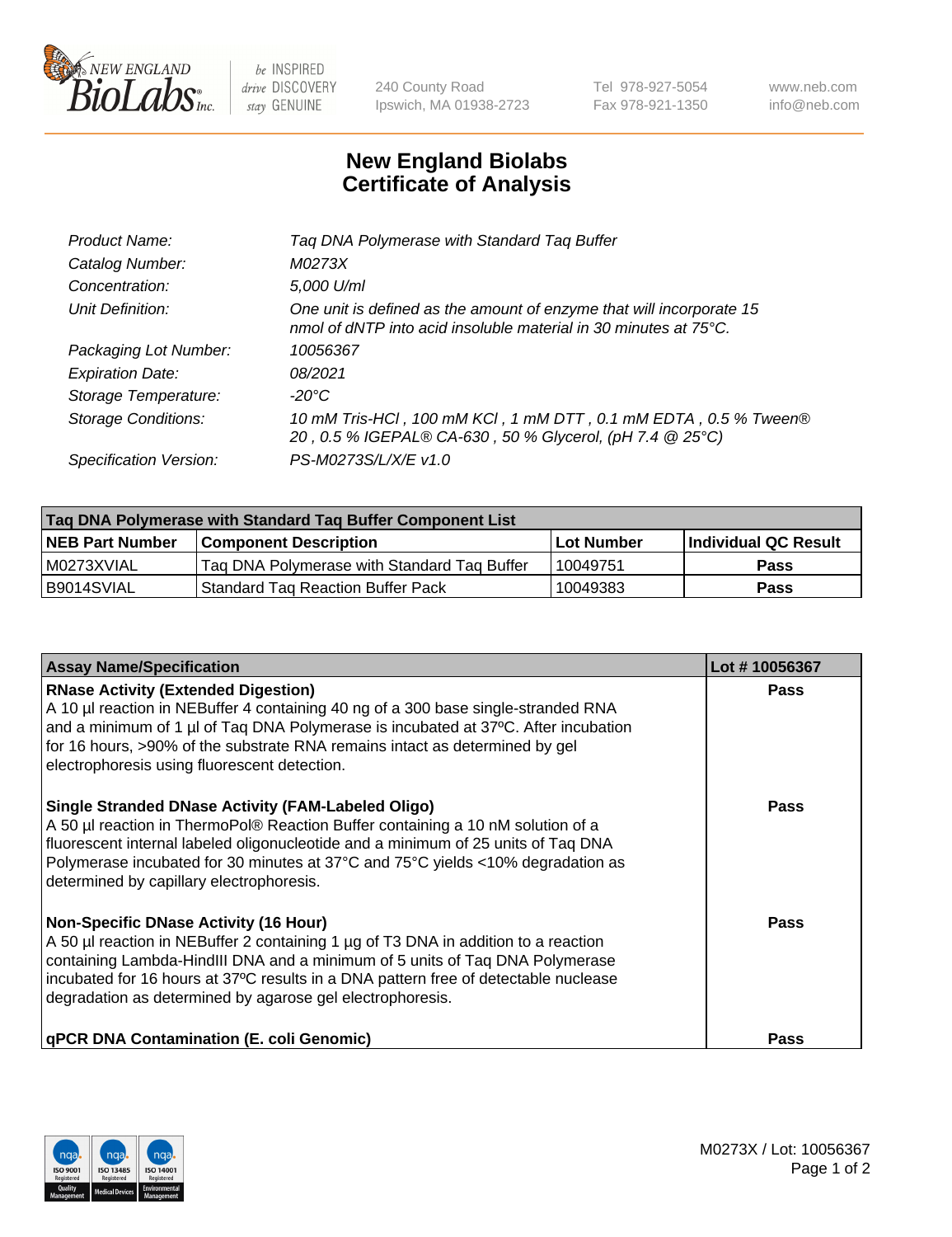# New England Biolabs Certificate of Analysis

| | |
|---|---|
| Product Name: | Taq DNA Polymerase with Standard Taq Buffer |
| Catalog Number: | M0273X |
| Concentration: | 5,000 U/ml |
| Unit Definition: | One unit is defined as the amount of enzyme that will incorporate 15 nmol of dNTP into acid insoluble material in 30 minutes at 75°C. |
| Packaging Lot Number: | 10056367 |
| Expiration Date: | 08/2021 |
| Storage Temperature: | -20°C |
| Storage Conditions: | 10 mM Tris-HCl , 100 mM KCl , 1 mM DTT , 0.1 mM EDTA , 0.5 % Tween® 20 , 0.5 % IGEPAL® CA-630 , 50 % Glycerol, (pH 7.4 @ 25°C) |
| Specification Version: | PS-M0273S/L/X/E v1.0 |

| Taq DNA Polymerase with Standard Taq Buffer Component List | | | |
|---|---|---|---|
| **NEB Part Number** | **Component Description** | **Lot Number** | **Individual QC Result** |
| M0273XVIAL | Taq DNA Polymerase with Standard Taq Buffer | 10049751 | **Pass** |
| B9014SVIAL | Standard Taq Reaction Buffer Pack | 10049383 | **Pass** |

| Assay Name/Specification | Lot # 10056367 |
|---|---|
| **RNase Activity (Extended Digestion)** A 10 µl reaction in NEBuffer 4 containing 40 ng of a 300 base single-stranded RNA and a minimum of 1 µl of Taq DNA Polymerase is incubated at 37ºC. After incubation for 16 hours, >90% of the substrate RNA remains intact as determined by gel electrophoresis using fluorescent detection. | **Pass** |
| **Single Stranded DNase Activity (FAM-Labeled Oligo)** A 50 µl reaction in ThermoPol® Reaction Buffer containing a 10 nM solution of a fluorescent internal labeled oligonucleotide and a minimum of 25 units of Taq DNA Polymerase incubated for 30 minutes at 37°C and 75°C yields <10% degradation as determined by capillary electrophoresis. | **Pass** |
| **Non-Specific DNase Activity (16 Hour)** A 50 µl reaction in NEBuffer 2 containing 1 µg of T3 DNA in addition to a reaction containing Lambda-HindIII DNA and a minimum of 5 units of Taq DNA Polymerase incubated for 16 hours at 37ºC results in a DNA pattern free of detectable nuclease degradation as determined by agarose gel electrophoresis. | **Pass** |
| **qPCR DNA Contamination (E. coli Genomic)** | **Pass** |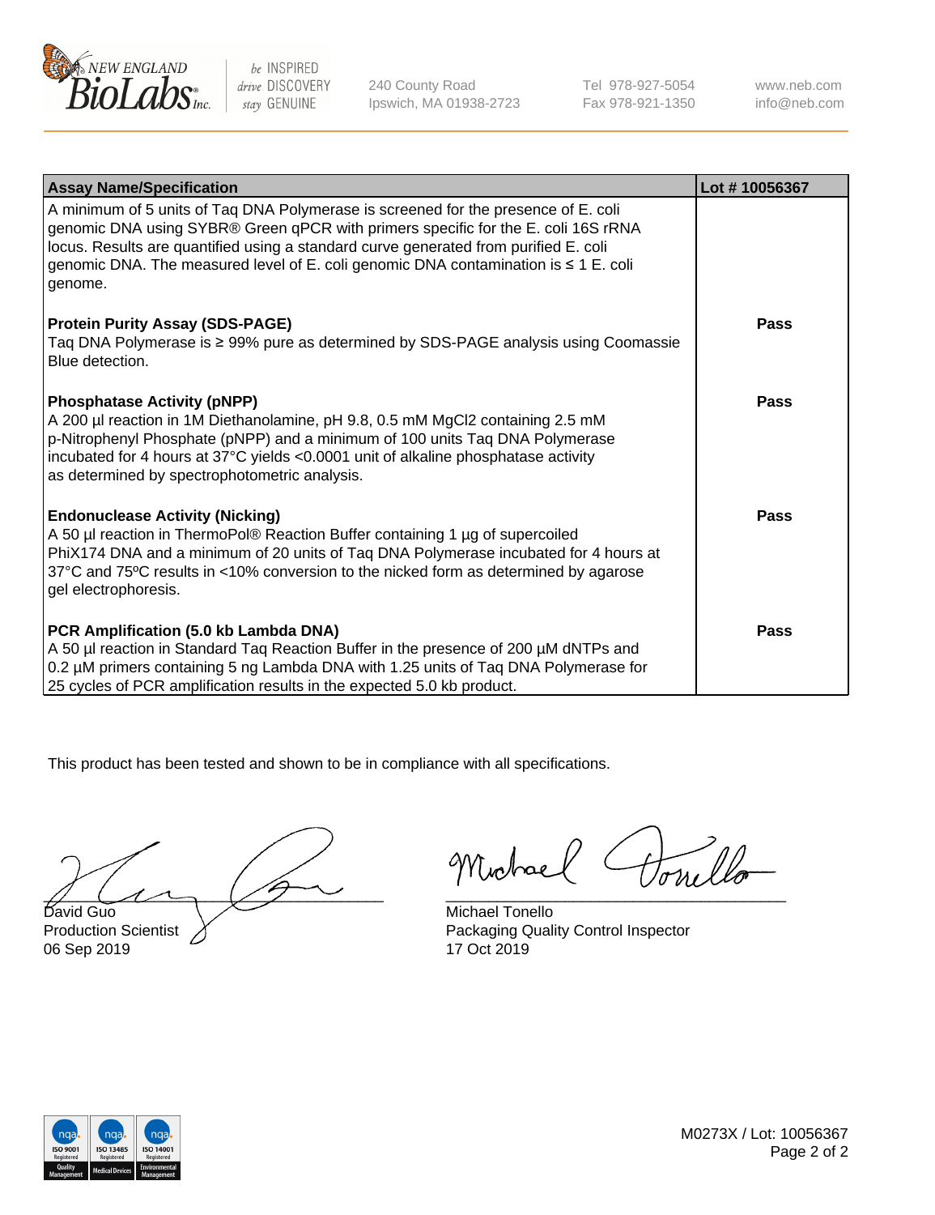| Assay Name/Specification | Lot # 10056367 |
|---|---|
| A minimum of 5 units of Taq DNA Polymerase is screened for the presence of E. coli genomic DNA using SYBR® Green qPCR with primers specific for the E. coli 16S rRNA locus. Results are quantified using a standard curve generated from purified E. coli genomic DNA. The measured level of E. coli genomic DNA contamination is ≤ 1 E. coli genome. | |
| **Protein Purity Assay (SDS-PAGE)**<br>Taq DNA Polymerase is ≥ 99% pure as determined by SDS-PAGE analysis using Coomassie Blue detection. | **Pass** |
| **Phosphatase Activity (pNPP)**<br>A 200 µl reaction in 1M Diethanolamine, pH 9.8, 0.5 mM MgCl2 containing 2.5 mM p-Nitrophenyl Phosphate (pNPP) and a minimum of 100 units Taq DNA Polymerase incubated for 4 hours at 37°C yields <0.0001 unit of alkaline phosphatase activity as determined by spectrophotometric analysis. | **Pass** |
| **Endonuclease Activity (Nicking)**<br>A 50 µl reaction in ThermoPol® Reaction Buffer containing 1 µg of supercoiled PhiX174 DNA and a minimum of 20 units of Taq DNA Polymerase incubated for 4 hours at 37°C and 75ºC results in <10% conversion to the nicked form as determined by agarose gel electrophoresis. | **Pass** |
| **PCR Amplification (5.0 kb Lambda DNA)**<br>A 50 µl reaction in Standard Taq Reaction Buffer in the presence of 200 µM dNTPs and 0.2 µM primers containing 5 ng Lambda DNA with 1.25 units of Taq DNA Polymerase for 25 cycles of PCR amplification results in the expected 5.0 kb product. | **Pass** |

This product has been tested and shown to be in compliance with all specifications.

David Guo
Production Scientist
06 Sep 2019

Michael Tonello
Packaging Quality Control Inspector
17 Oct 2019

M0273X / Lot: 10056367